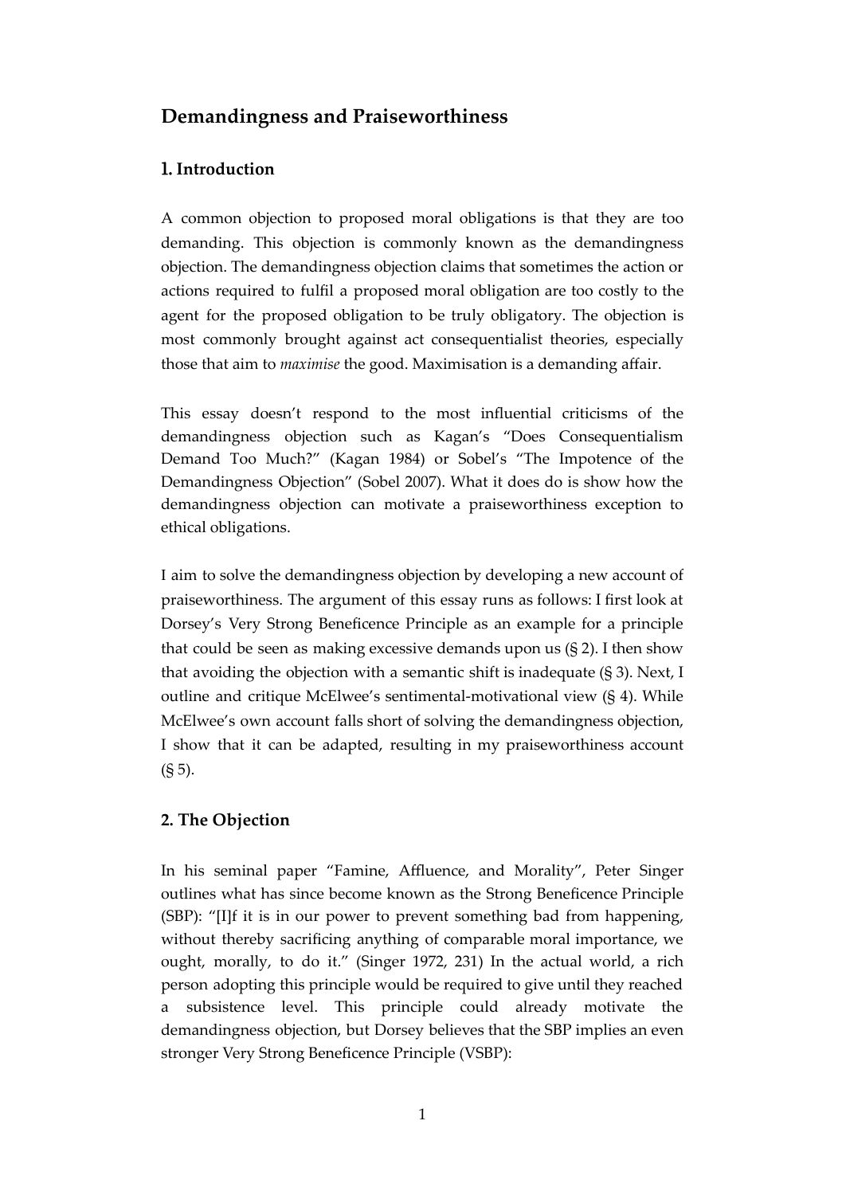# Demandingness and Praiseworthiness

## 1. Introduction

A common objection to proposed moral obligations is that they are too demanding. This objection is commonly known as the demandingness objection. The demandingness objection claims that sometimes the action or actions required to fulfil a proposed moral obligation are too costly to the agent for the proposed obligation to be truly obligatory. The objection is most commonly brought against act consequentialist theories, especially those that aim to *maximise* the good. Maximisation is a demanding affair.

This essay doesn't respond to the most influential criticisms of the demandingness objection such as Kagan's "Does Consequentialism Demand Too Much?" (Kagan 1984) or Sobel's "The Impotence of the Demandingness Objection" (Sobel 2007). What it does do is show how the demandingness objection can motivate a praiseworthiness exception to ethical obligations.

I aim to solve the demandingness objection by developing a new account of praiseworthiness. The argument of this essay runs as follows: I first look at Dorsey's Very Strong Beneficence Principle as an example for a principle that could be seen as making excessive demands upon us (§ 2). I then show that avoiding the objection with a semantic shift is inadequate (§ 3). Next, I outline and critique McElwee's sentimental-motivational view (§ 4). While McElwee's own account falls short of solving the demandingness objection, I show that it can be adapted, resulting in my praiseworthiness account (§ 5).

## 2. The Objection

In his seminal paper "Famine, Affluence, and Morality", Peter Singer outlines what has since become known as the Strong Beneficence Principle (SBP): "[I]f it is in our power to prevent something bad from happening, without thereby sacrificing anything of comparable moral importance, we ought, morally, to do it." (Singer 1972, 231) In the actual world, a rich person adopting this principle would be required to give until they reached a subsistence level. This principle could already motivate the demandingness objection, but Dorsey believes that the SBP implies an even stronger Very Strong Beneficence Principle (VSBP):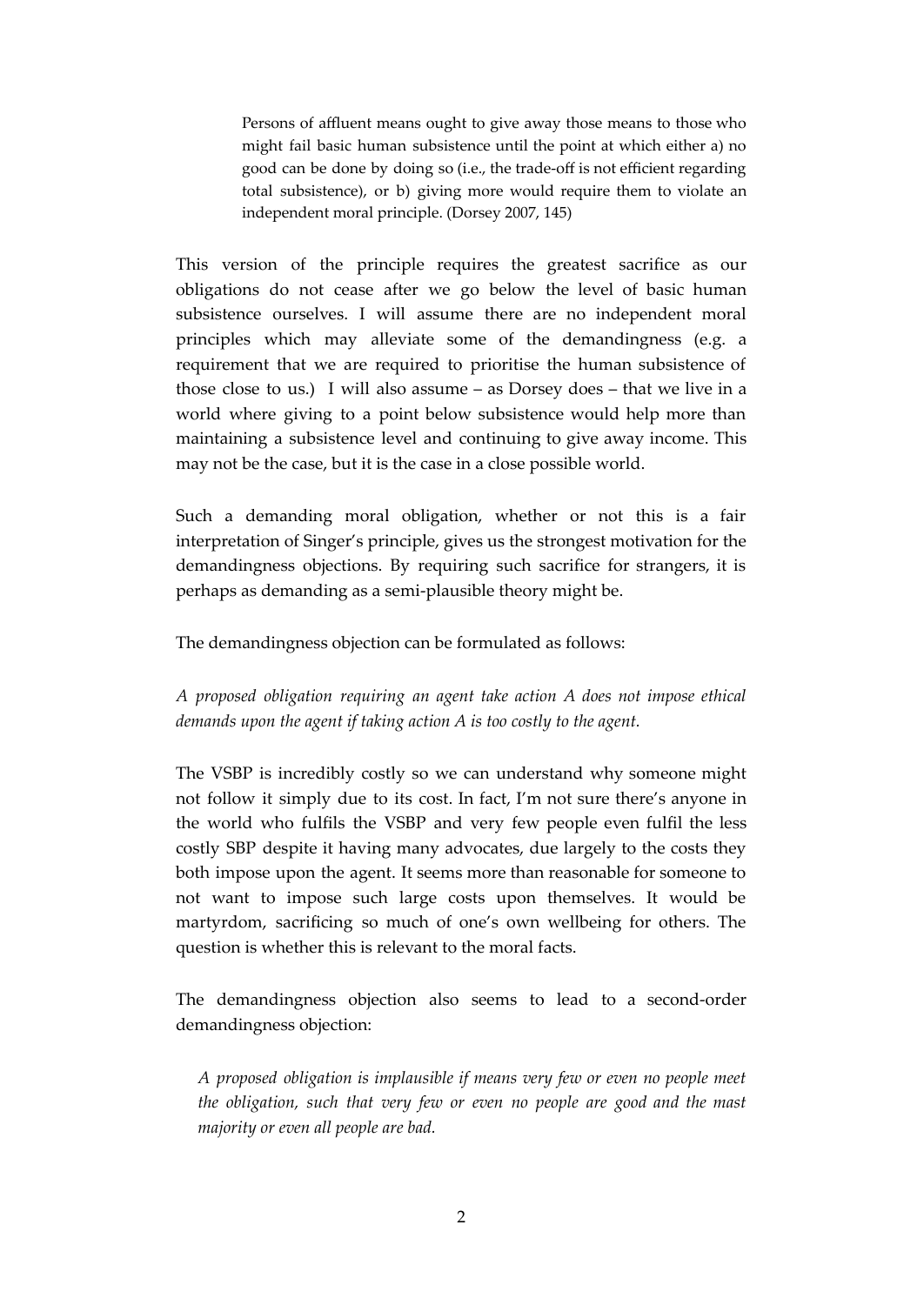> Persons of affluent means ought to give away those means to those who might fail basic human subsistence until the point at which either a) no good can be done by doing so (i.e., the trade-off is not efficient regarding total subsistence), or b) giving more would require them to violate an independent moral principle. (Dorsey 2007, 145)

This version of the principle requires the greatest sacrifice as our obligations do not cease after we go below the level of basic human subsistence ourselves. I will assume there are no independent moral principles which may alleviate some of the demandingness (e.g. a requirement that we are required to prioritise the human subsistence of those close to us.) I will also assume – as Dorsey does – that we live in a world where giving to a point below subsistence would help more than maintaining a subsistence level and continuing to give away income. This may not be the case, but it is the case in a close possible world.

Such a demanding moral obligation, whether or not this is a fair interpretation of Singer's principle, gives us the strongest motivation for the demandingness objections. By requiring such sacrifice for strangers, it is perhaps as demanding as a semi-plausible theory might be.

The demandingness objection can be formulated as follows:

*A proposed obligation requiring an agent take action A does not impose ethical demands upon the agent if taking action A is too costly to the agent.*

The VSBP is incredibly costly so we can understand why someone might not follow it simply due to its cost. In fact, I'm not sure there's anyone in the world who fulfils the VSBP and very few people even fulfil the less costly SBP despite it having many advocates, due largely to the costs they both impose upon the agent. It seems more than reasonable for someone to not want to impose such large costs upon themselves. It would be martyrdom, sacrificing so much of one's own wellbeing for others. The question is whether this is relevant to the moral facts.

The demandingness objection also seems to lead to a second-order demandingness objection:

*A proposed obligation is implausible if means very few or even no people meet the obligation, such that very few or even no people are good and the mast majority or even all people are bad.*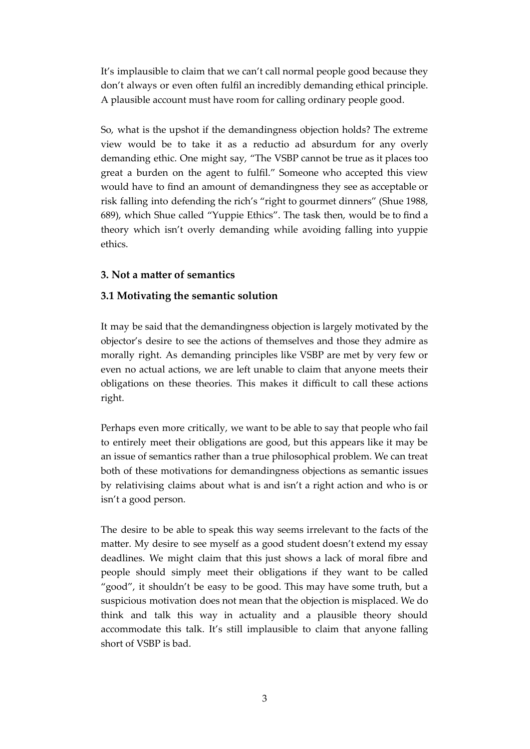It's implausible to claim that we can't call normal people good because they don't always or even often fulfil an incredibly demanding ethical principle. A plausible account must have room for calling ordinary people good.

So, what is the upshot if the demandingness objection holds? The extreme view would be to take it as a reductio ad absurdum for any overly demanding ethic. One might say, "The VSBP cannot be true as it places too great a burden on the agent to fulfil." Someone who accepted this view would have to find an amount of demandingness they see as acceptable or risk falling into defending the rich's "right to gourmet dinners" (Shue 1988, 689), which Shue called "Yuppie Ethics". The task then, would be to find a theory which isn't overly demanding while avoiding falling into yuppie ethics.

## 3. Not a matter of semantics

### 3.1 Motivating the semantic solution

It may be said that the demandingness objection is largely motivated by the objector's desire to see the actions of themselves and those they admire as morally right. As demanding principles like VSBP are met by very few or even no actual actions, we are left unable to claim that anyone meets their obligations on these theories. This makes it difficult to call these actions right.

Perhaps even more critically, we want to be able to say that people who fail to entirely meet their obligations are good, but this appears like it may be an issue of semantics rather than a true philosophical problem. We can treat both of these motivations for demandingness objections as semantic issues by relativising claims about what is and isn't a right action and who is or isn't a good person.

The desire to be able to speak this way seems irrelevant to the facts of the matter. My desire to see myself as a good student doesn't extend my essay deadlines. We might claim that this just shows a lack of moral fibre and people should simply meet their obligations if they want to be called "good", it shouldn't be easy to be good. This may have some truth, but a suspicious motivation does not mean that the objection is misplaced. We do think and talk this way in actuality and a plausible theory should accommodate this talk. It's still implausible to claim that anyone falling short of VSBP is bad.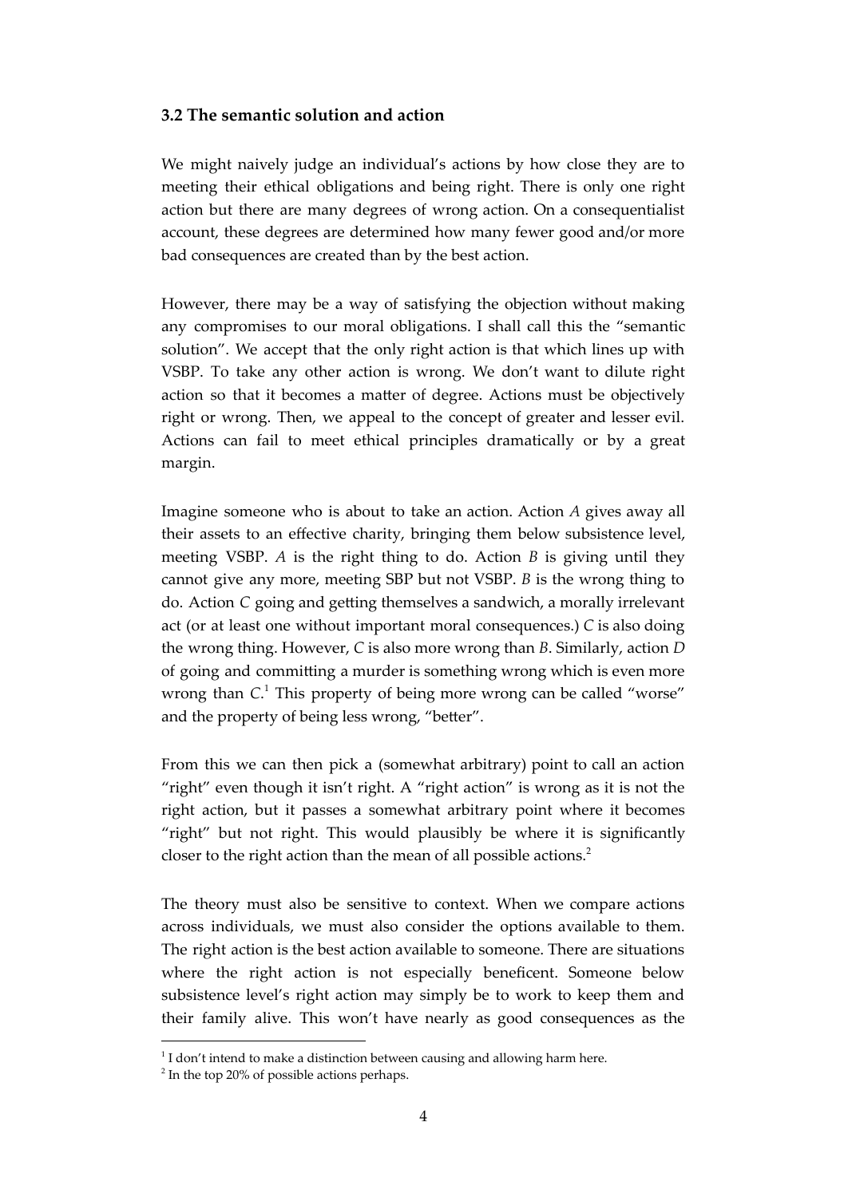### 3.2 The semantic solution and action

We might naively judge an individual's actions by how close they are to meeting their ethical obligations and being right. There is only one right action but there are many degrees of wrong action. On a consequentialist account, these degrees are determined how many fewer good and/or more bad consequences are created than by the best action.

However, there may be a way of satisfying the objection without making any compromises to our moral obligations. I shall call this the "semantic solution". We accept that the only right action is that which lines up with VSBP. To take any other action is wrong. We don't want to dilute right action so that it becomes a matter of degree. Actions must be objectively right or wrong. Then, we appeal to the concept of greater and lesser evil. Actions can fail to meet ethical principles dramatically or by a great margin.

Imagine someone who is about to take an action. Action *A* gives away all their assets to an effective charity, bringing them below subsistence level, meeting VSBP. *A* is the right thing to do. Action *B* is giving until they cannot give any more, meeting SBP but not VSBP. *B* is the wrong thing to do. Action *C* going and getting themselves a sandwich, a morally irrelevant act (or at least one without important moral consequences.) *C* is also doing the wrong thing. However, *C* is also more wrong than *B*. Similarly, action *D* of going and committing a murder is something wrong which is even more wrong than *C*.[1] This property of being more wrong can be called "worse" and the property of being less wrong, "better".

From this we can then pick a (somewhat arbitrary) point to call an action "right" even though it isn't right. A "right action" is wrong as it is not the right action, but it passes a somewhat arbitrary point where it becomes "right" but not right. This would plausibly be where it is significantly closer to the right action than the mean of all possible actions.[2]

The theory must also be sensitive to context. When we compare actions across individuals, we must also consider the options available to them. The right action is the best action available to someone. There are situations where the right action is not especially beneficent. Someone below subsistence level's right action may simply be to work to keep them and their family alive. This won't have nearly as good consequences as the

---

[1] I don't intend to make a distinction between causing and allowing harm here.

[2] In the top 20% of possible actions perhaps.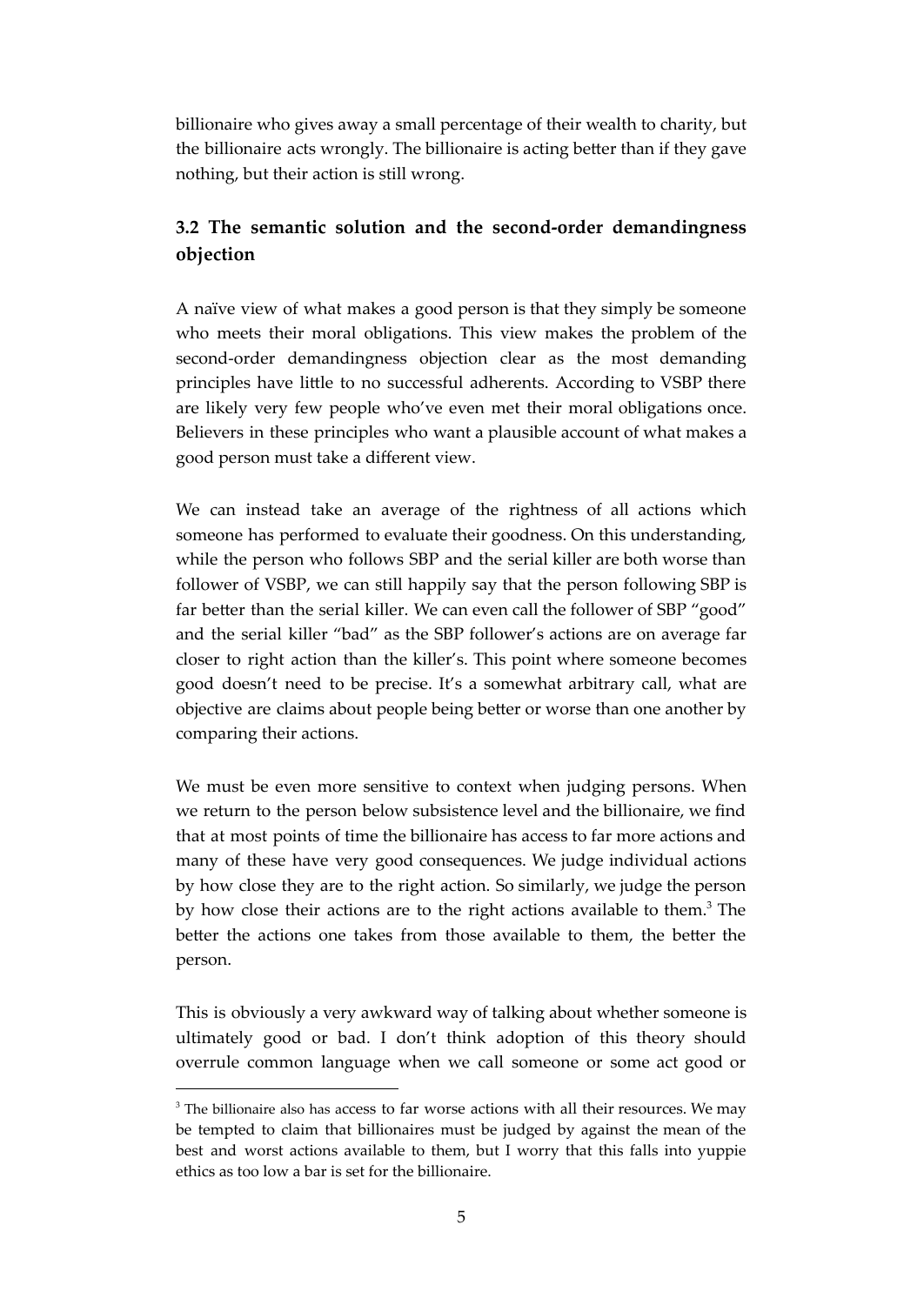billionaire who gives away a small percentage of their wealth to charity, but the billionaire acts wrongly. The billionaire is acting better than if they gave nothing, but their action is still wrong.

### 3.2 The semantic solution and the second-order demandingness objection

A naïve view of what makes a good person is that they simply be someone who meets their moral obligations. This view makes the problem of the second-order demandingness objection clear as the most demanding principles have little to no successful adherents. According to VSBP there are likely very few people who've even met their moral obligations once. Believers in these principles who want a plausible account of what makes a good person must take a different view.

We can instead take an average of the rightness of all actions which someone has performed to evaluate their goodness. On this understanding, while the person who follows SBP and the serial killer are both worse than follower of VSBP, we can still happily say that the person following SBP is far better than the serial killer. We can even call the follower of SBP "good" and the serial killer "bad" as the SBP follower's actions are on average far closer to right action than the killer's. This point where someone becomes good doesn't need to be precise. It's a somewhat arbitrary call, what are objective are claims about people being better or worse than one another by comparing their actions.

We must be even more sensitive to context when judging persons. When we return to the person below subsistence level and the billionaire, we find that at most points of time the billionaire has access to far more actions and many of these have very good consequences. We judge individual actions by how close they are to the right action. So similarly, we judge the person by how close their actions are to the right actions available to them.[3] The better the actions one takes from those available to them, the better the person.

This is obviously a very awkward way of talking about whether someone is ultimately good or bad. I don't think adoption of this theory should overrule common language when we call someone or some act good or

---

[3] The billionaire also has access to far worse actions with all their resources. We may be tempted to claim that billionaires must be judged by against the mean of the best and worst actions available to them, but I worry that this falls into yuppie ethics as too low a bar is set for the billionaire.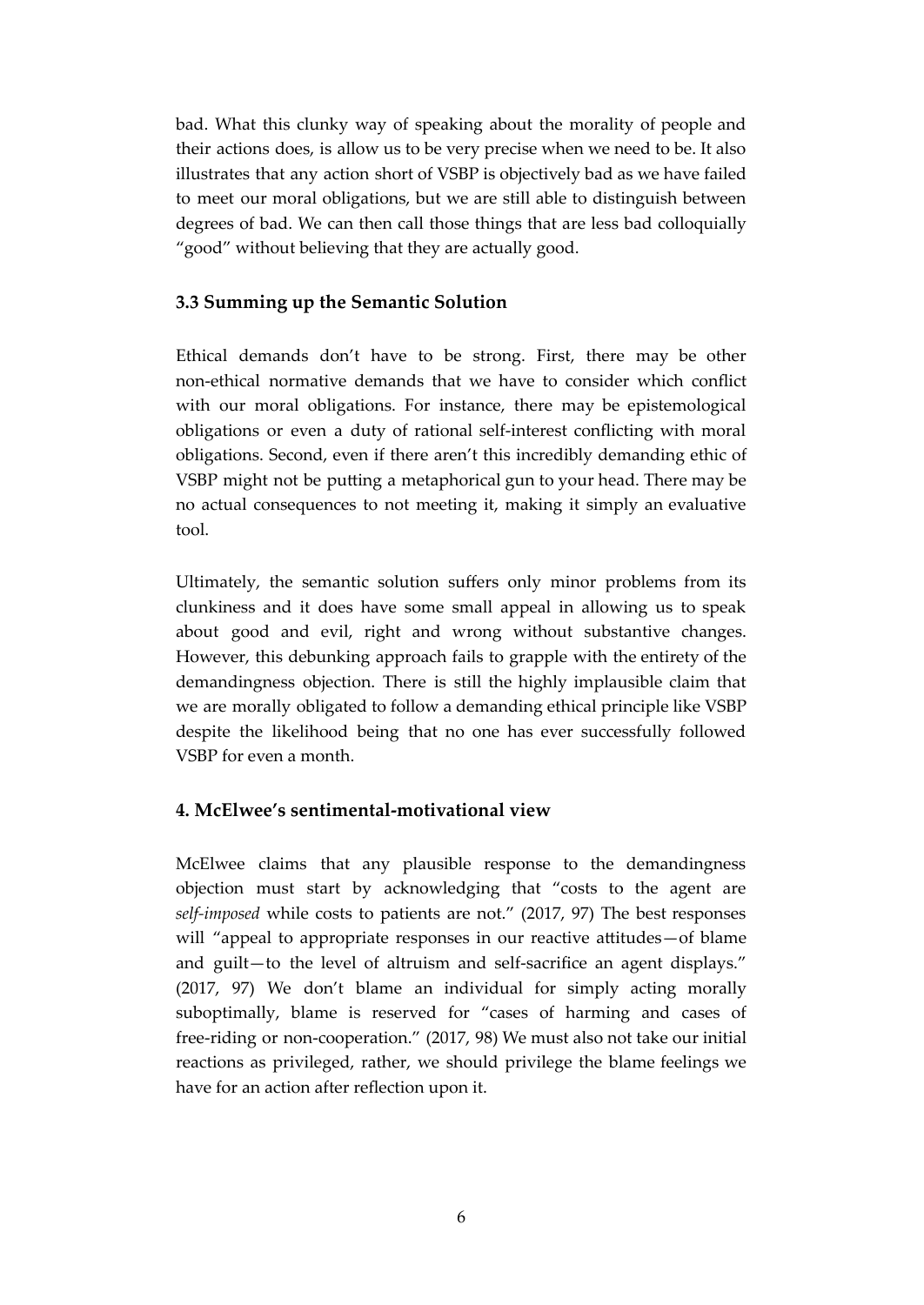bad. What this clunky way of speaking about the morality of people and their actions does, is allow us to be very precise when we need to be. It also illustrates that any action short of VSBP is objectively bad as we have failed to meet our moral obligations, but we are still able to distinguish between degrees of bad. We can then call those things that are less bad colloquially "good" without believing that they are actually good.

### 3.3 Summing up the Semantic Solution

Ethical demands don't have to be strong. First, there may be other non-ethical normative demands that we have to consider which conflict with our moral obligations. For instance, there may be epistemological obligations or even a duty of rational self-interest conflicting with moral obligations. Second, even if there aren't this incredibly demanding ethic of VSBP might not be putting a metaphorical gun to your head. There may be no actual consequences to not meeting it, making it simply an evaluative tool.

Ultimately, the semantic solution suffers only minor problems from its clunkiness and it does have some small appeal in allowing us to speak about good and evil, right and wrong without substantive changes. However, this debunking approach fails to grapple with the entirety of the demandingness objection. There is still the highly implausible claim that we are morally obligated to follow a demanding ethical principle like VSBP despite the likelihood being that no one has ever successfully followed VSBP for even a month.

## 4. McElwee's sentimental-motivational view

McElwee claims that any plausible response to the demandingness objection must start by acknowledging that "costs to the agent are *self-imposed* while costs to patients are not." (2017, 97) The best responses will "appeal to appropriate responses in our reactive attitudes—of blame and guilt—to the level of altruism and self-sacrifice an agent displays." (2017, 97) We don't blame an individual for simply acting morally suboptimally, blame is reserved for "cases of harming and cases of free-riding or non-cooperation." (2017, 98) We must also not take our initial reactions as privileged, rather, we should privilege the blame feelings we have for an action after reflection upon it.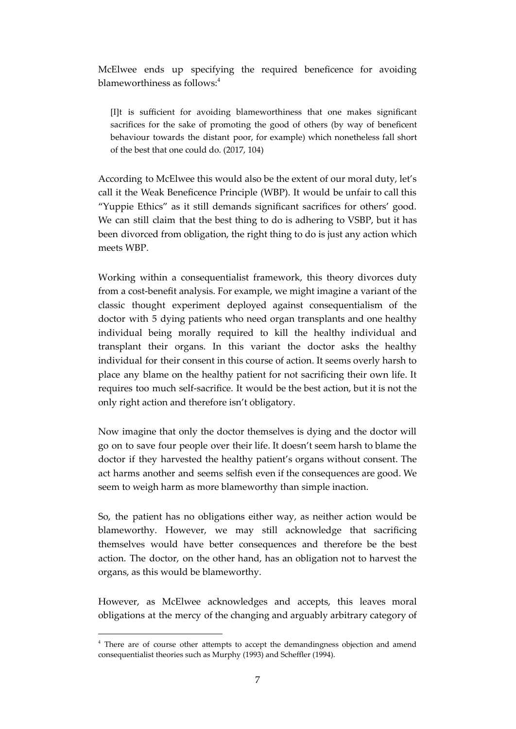McElwee ends up specifying the required beneficence for avoiding blameworthiness as follows:[4]

> [I]t is sufficient for avoiding blameworthiness that one makes significant sacrifices for the sake of promoting the good of others (by way of beneficent behaviour towards the distant poor, for example) which nonetheless fall short of the best that one could do. (2017, 104)

According to McElwee this would also be the extent of our moral duty, let's call it the Weak Beneficence Principle (WBP). It would be unfair to call this "Yuppie Ethics" as it still demands significant sacrifices for others' good. We can still claim that the best thing to do is adhering to VSBP, but it has been divorced from obligation, the right thing to do is just any action which meets WBP.

Working within a consequentialist framework, this theory divorces duty from a cost-benefit analysis. For example, we might imagine a variant of the classic thought experiment deployed against consequentialism of the doctor with 5 dying patients who need organ transplants and one healthy individual being morally required to kill the healthy individual and transplant their organs. In this variant the doctor asks the healthy individual for their consent in this course of action. It seems overly harsh to place any blame on the healthy patient for not sacrificing their own life. It requires too much self-sacrifice. It would be the best action, but it is not the only right action and therefore isn't obligatory.

Now imagine that only the doctor themselves is dying and the doctor will go on to save four people over their life. It doesn't seem harsh to blame the doctor if they harvested the healthy patient's organs without consent. The act harms another and seems selfish even if the consequences are good. We seem to weigh harm as more blameworthy than simple inaction.

So, the patient has no obligations either way, as neither action would be blameworthy. However, we may still acknowledge that sacrificing themselves would have better consequences and therefore be the best action. The doctor, on the other hand, has an obligation not to harvest the organs, as this would be blameworthy.

However, as McElwee acknowledges and accepts, this leaves moral obligations at the mercy of the changing and arguably arbitrary category of

[4] There are of course other attempts to accept the demandingness objection and amend consequentialist theories such as Murphy (1993) and Scheffler (1994).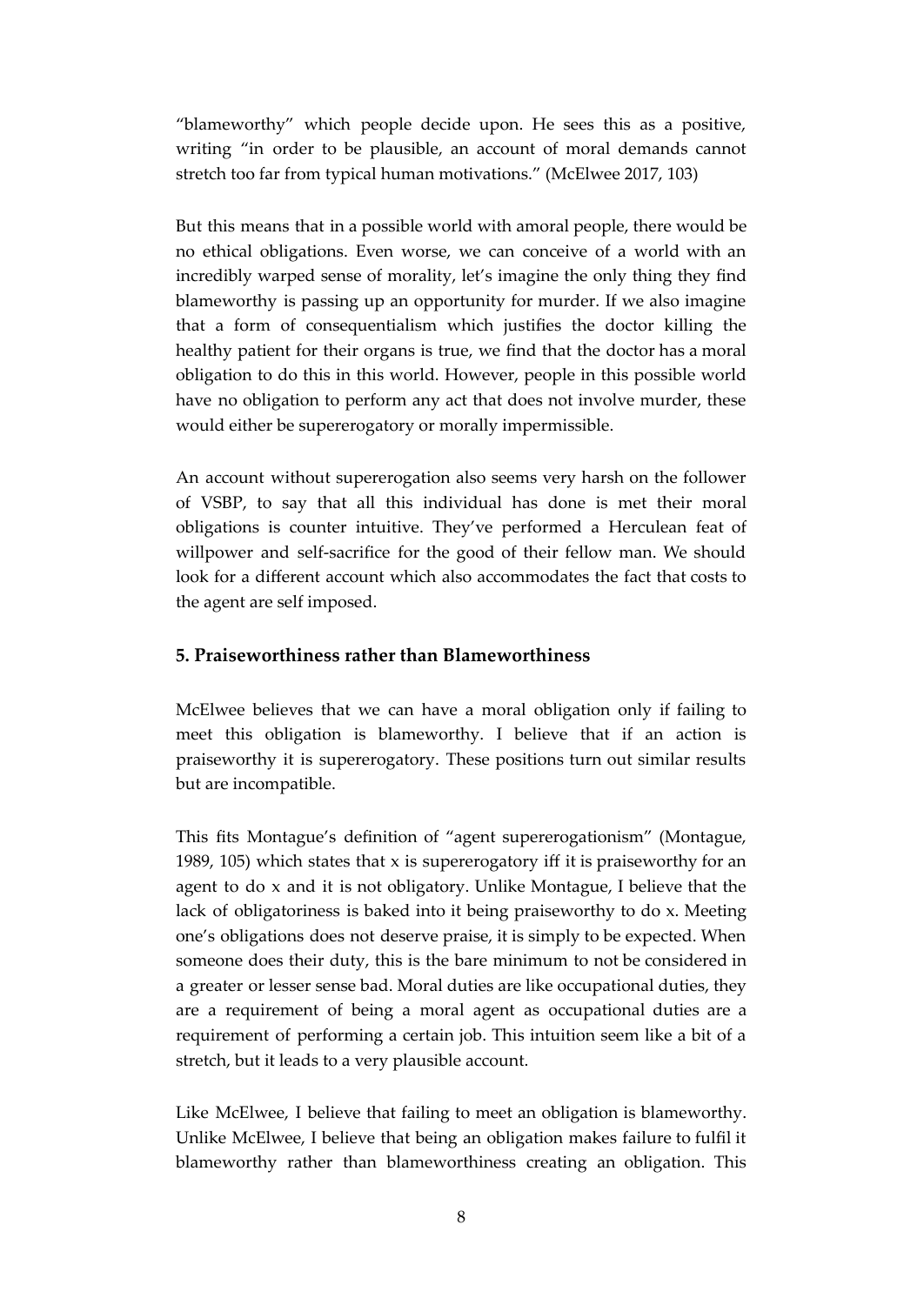"blameworthy" which people decide upon. He sees this as a positive, writing "in order to be plausible, an account of moral demands cannot stretch too far from typical human motivations." (McElwee 2017, 103)

But this means that in a possible world with amoral people, there would be no ethical obligations. Even worse, we can conceive of a world with an incredibly warped sense of morality, let's imagine the only thing they find blameworthy is passing up an opportunity for murder. If we also imagine that a form of consequentialism which justifies the doctor killing the healthy patient for their organs is true, we find that the doctor has a moral obligation to do this in this world. However, people in this possible world have no obligation to perform any act that does not involve murder, these would either be supererogatory or morally impermissible.

An account without supererogation also seems very harsh on the follower of VSBP, to say that all this individual has done is met their moral obligations is counter intuitive. They've performed a Herculean feat of willpower and self-sacrifice for the good of their fellow man. We should look for a different account which also accommodates the fact that costs to the agent are self imposed.

## 5. Praiseworthiness rather than Blameworthiness

McElwee believes that we can have a moral obligation only if failing to meet this obligation is blameworthy. I believe that if an action is praiseworthy it is supererogatory. These positions turn out similar results but are incompatible.

This fits Montague's definition of "agent supererogationism" (Montague, 1989, 105) which states that x is supererogatory iff it is praiseworthy for an agent to do x and it is not obligatory. Unlike Montague, I believe that the lack of obligatoriness is baked into it being praiseworthy to do x. Meeting one's obligations does not deserve praise, it is simply to be expected. When someone does their duty, this is the bare minimum to not be considered in a greater or lesser sense bad. Moral duties are like occupational duties, they are a requirement of being a moral agent as occupational duties are a requirement of performing a certain job. This intuition seem like a bit of a stretch, but it leads to a very plausible account.

Like McElwee, I believe that failing to meet an obligation is blameworthy. Unlike McElwee, I believe that being an obligation makes failure to fulfil it blameworthy rather than blameworthiness creating an obligation. This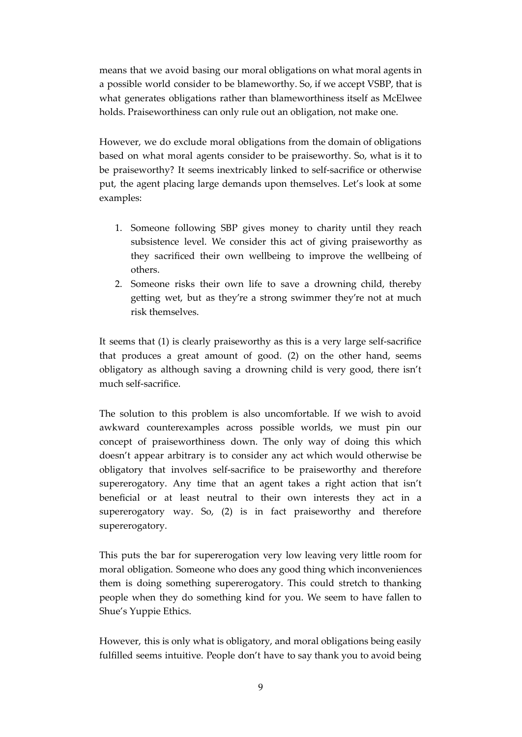means that we avoid basing our moral obligations on what moral agents in a possible world consider to be blameworthy. So, if we accept VSBP, that is what generates obligations rather than blameworthiness itself as McElwee holds. Praiseworthiness can only rule out an obligation, not make one.

However, we do exclude moral obligations from the domain of obligations based on what moral agents consider to be praiseworthy. So, what is it to be praiseworthy? It seems inextricably linked to self-sacrifice or otherwise put, the agent placing large demands upon themselves. Let's look at some examples:

1. Someone following SBP gives money to charity until they reach subsistence level. We consider this act of giving praiseworthy as they sacrificed their own wellbeing to improve the wellbeing of others.
2. Someone risks their own life to save a drowning child, thereby getting wet, but as they're a strong swimmer they're not at much risk themselves.

It seems that (1) is clearly praiseworthy as this is a very large self-sacrifice that produces a great amount of good. (2) on the other hand, seems obligatory as although saving a drowning child is very good, there isn't much self-sacrifice.

The solution to this problem is also uncomfortable. If we wish to avoid awkward counterexamples across possible worlds, we must pin our concept of praiseworthiness down. The only way of doing this which doesn't appear arbitrary is to consider any act which would otherwise be obligatory that involves self-sacrifice to be praiseworthy and therefore supererogatory. Any time that an agent takes a right action that isn't beneficial or at least neutral to their own interests they act in a supererogatory way. So, (2) is in fact praiseworthy and therefore supererogatory.

This puts the bar for supererogation very low leaving very little room for moral obligation. Someone who does any good thing which inconveniences them is doing something supererogatory. This could stretch to thanking people when they do something kind for you. We seem to have fallen to Shue's Yuppie Ethics.

However, this is only what is obligatory, and moral obligations being easily fulfilled seems intuitive. People don't have to say thank you to avoid being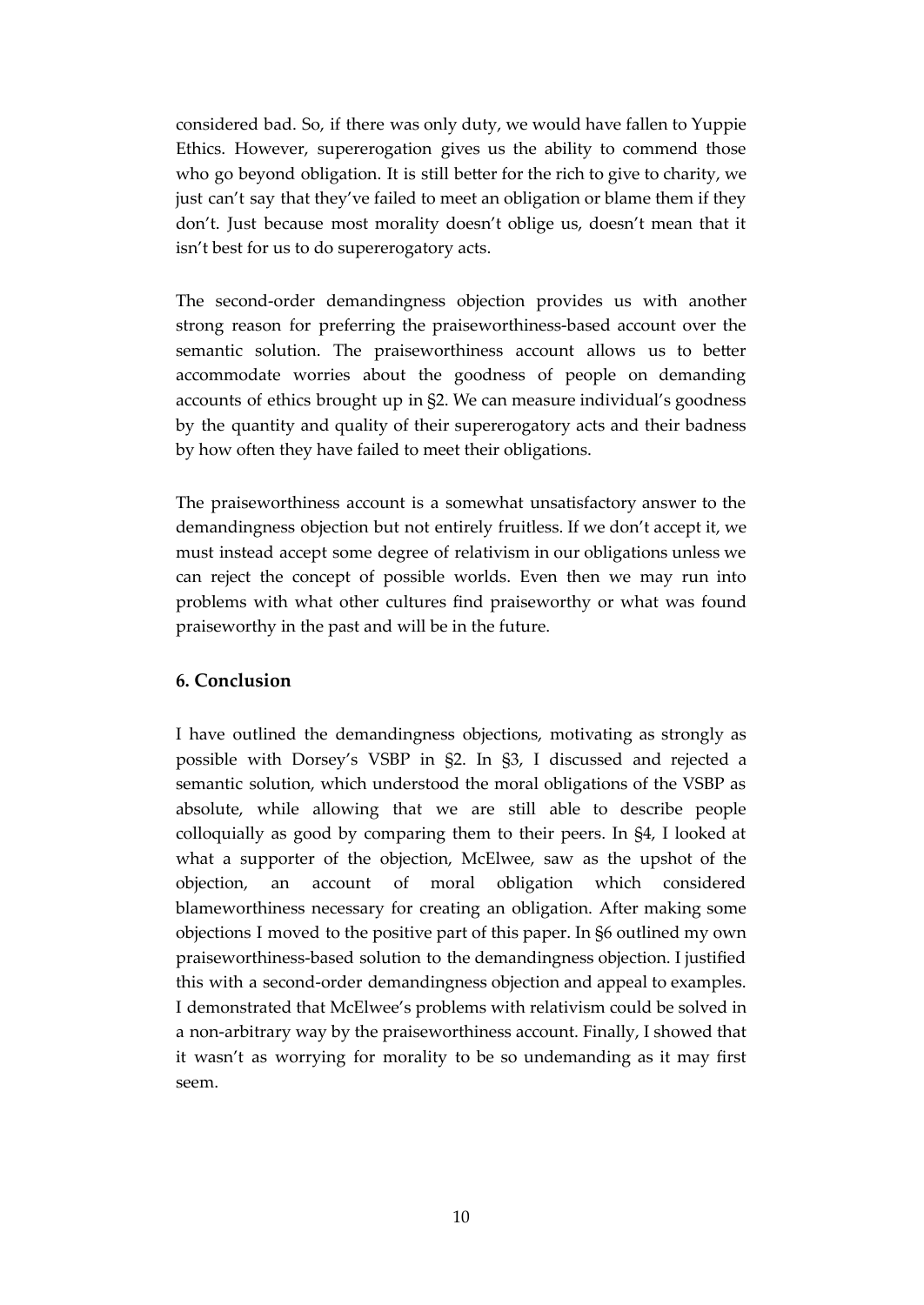considered bad. So, if there was only duty, we would have fallen to Yuppie Ethics. However, supererogation gives us the ability to commend those who go beyond obligation. It is still better for the rich to give to charity, we just can't say that they've failed to meet an obligation or blame them if they don't. Just because most morality doesn't oblige us, doesn't mean that it isn't best for us to do supererogatory acts.

The second-order demandingness objection provides us with another strong reason for preferring the praiseworthiness-based account over the semantic solution. The praiseworthiness account allows us to better accommodate worries about the goodness of people on demanding accounts of ethics brought up in §2. We can measure individual's goodness by the quantity and quality of their supererogatory acts and their badness by how often they have failed to meet their obligations.

The praiseworthiness account is a somewhat unsatisfactory answer to the demandingness objection but not entirely fruitless. If we don't accept it, we must instead accept some degree of relativism in our obligations unless we can reject the concept of possible worlds. Even then we may run into problems with what other cultures find praiseworthy or what was found praiseworthy in the past and will be in the future.

## 6. Conclusion

I have outlined the demandingness objections, motivating as strongly as possible with Dorsey's VSBP in §2. In §3, I discussed and rejected a semantic solution, which understood the moral obligations of the VSBP as absolute, while allowing that we are still able to describe people colloquially as good by comparing them to their peers. In §4, I looked at what a supporter of the objection, McElwee, saw as the upshot of the objection, an account of moral obligation which considered blameworthiness necessary for creating an obligation. After making some objections I moved to the positive part of this paper. In §6 outlined my own praiseworthiness-based solution to the demandingness objection. I justified this with a second-order demandingness objection and appeal to examples. I demonstrated that McElwee's problems with relativism could be solved in a non-arbitrary way by the praiseworthiness account. Finally, I showed that it wasn't as worrying for morality to be so undemanding as it may first seem.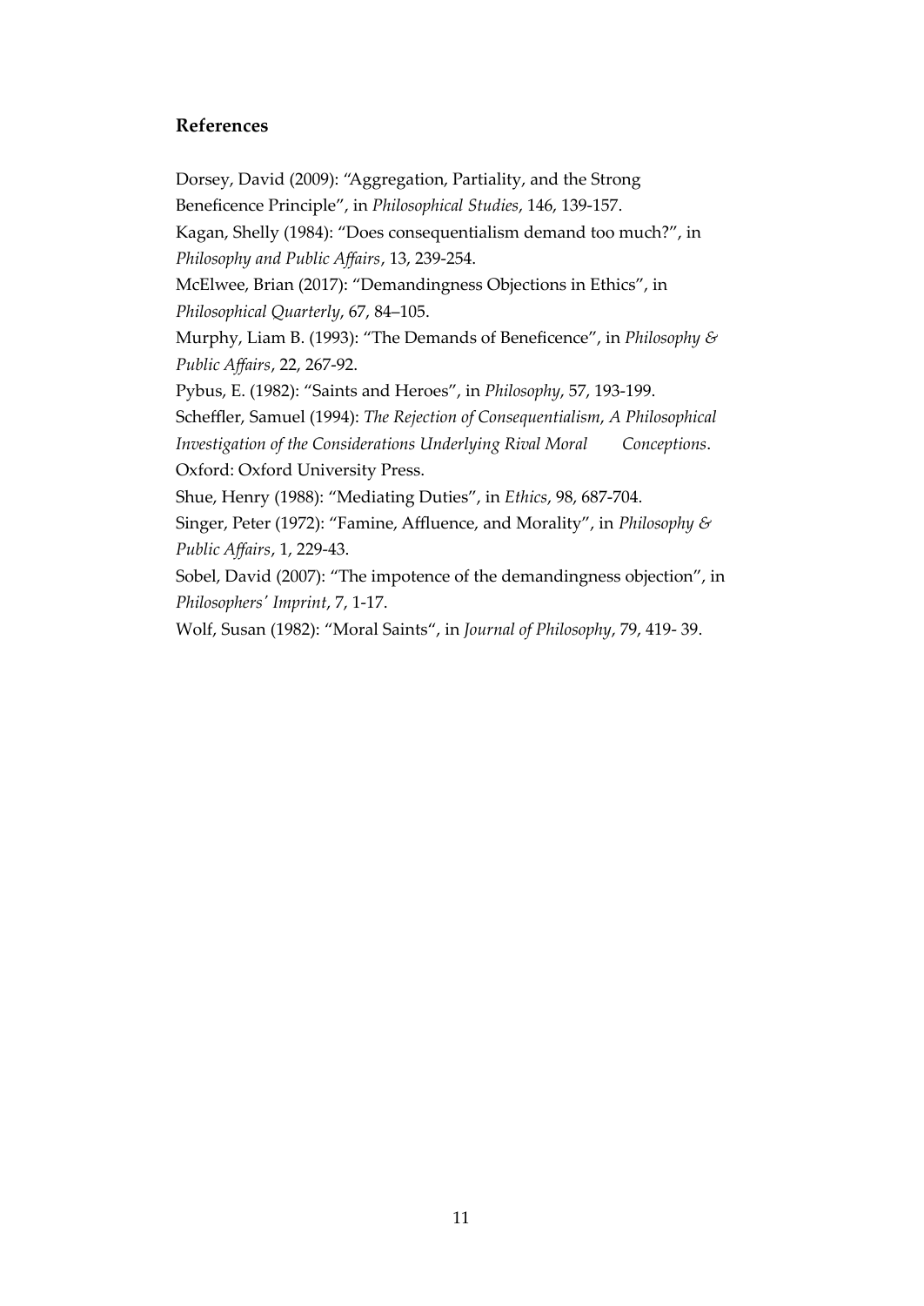## References

Dorsey, David (2009): "Aggregation, Partiality, and the Strong Beneficence Principle", in *Philosophical Studies*, 146, 139-157.

Kagan, Shelly (1984): "Does consequentialism demand too much?", in *Philosophy and Public Affairs*, 13, 239-254.

McElwee, Brian (2017): "Demandingness Objections in Ethics", in *Philosophical Quarterly*, 67, 84–105.

Murphy, Liam B. (1993): "The Demands of Beneficence", in *Philosophy & Public Affairs*, 22, 267-92.

Pybus, E. (1982): "Saints and Heroes", in *Philosophy*, 57, 193-199.

Scheffler, Samuel (1994): *The Rejection of Consequentialism, A Philosophical Investigation of the Considerations Underlying Rival Moral Conceptions*. Oxford: Oxford University Press.

Shue, Henry (1988): "Mediating Duties", in *Ethics*, 98, 687-704.

Singer, Peter (1972): "Famine, Affluence, and Morality", in *Philosophy & Public Affairs*, 1, 229-43.

Sobel, David (2007): "The impotence of the demandingness objection", in *Philosophers' Imprint*, 7, 1-17.

Wolf, Susan (1982): "Moral Saints", in *Journal of Philosophy*, 79, 419- 39.